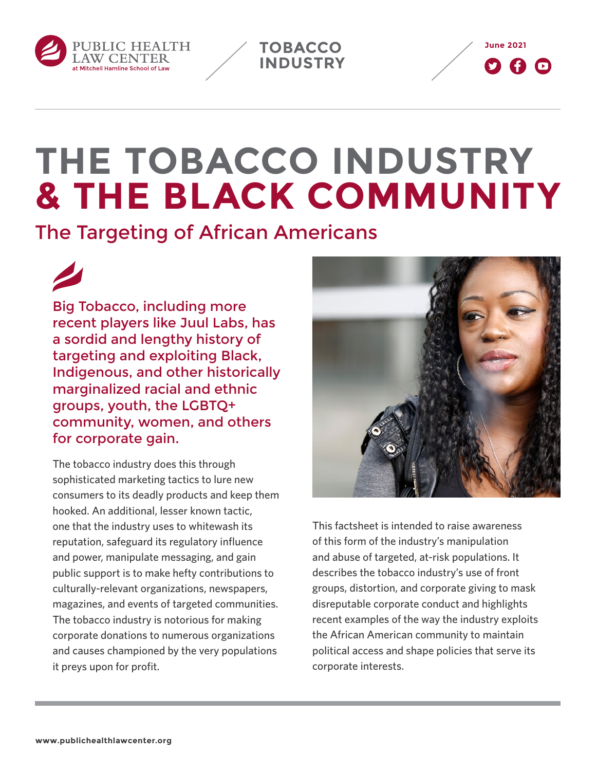PUBLIC HEALTH LAW CENTER at Mitchell Hamline School of Law

**TOBACCO INDUSTRY**

June 2021

# THE TOBACCO INDUSTRY & THE BLACK COMMUNITY

## The Targeting of African Americans

Big Tobacco, including more recent players like Juul Labs, has a sordid and lengthy history of targeting and exploiting Black, Indigenous, and other historically marginalized racial and ethnic groups, youth, the LGBTQ+ community, women, and others for corporate gain.

The tobacco industry does this through sophisticated marketing tactics to lure new consumers to its deadly products and keep them hooked. An additional, lesser known tactic, one that the industry uses to whitewash its reputation, safeguard its regulatory influence and power, manipulate messaging, and gain public support is to make hefty contributions to culturally-relevant organizations, newspapers, magazines, and events of targeted communities. The tobacco industry is notorious for making corporate donations to numerous organizations and causes championed by the very populations it preys upon for profit.

This factsheet is intended to raise awareness of this form of the industry's manipulation and abuse of targeted, at-risk populations. It describes the tobacco industry's use of front groups, distortion, and corporate giving to mask disreputable corporate conduct and highlights recent examples of the way the industry exploits the African American community to maintain political access and shape policies that serve its corporate interests.

www.publichealthlawcenter.org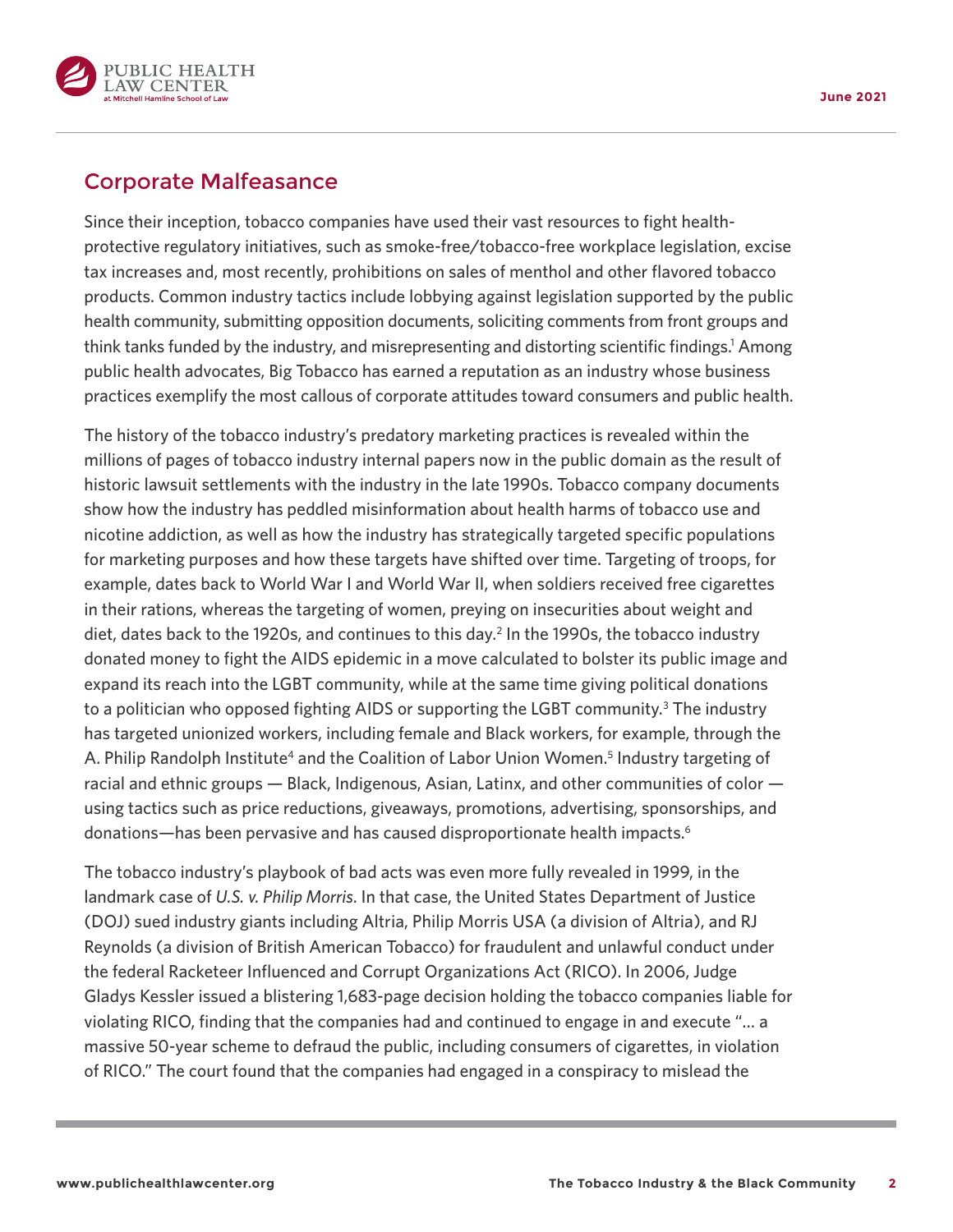## Corporate Malfeasance

Since their inception, tobacco companies have used their vast resources to fight health-protective regulatory initiatives, such as smoke-free/tobacco-free workplace legislation, excise tax increases and, most recently, prohibitions on sales of menthol and other flavored tobacco products. Common industry tactics include lobbying against legislation supported by the public health community, submitting opposition documents, soliciting comments from front groups and think tanks funded by the industry, and misrepresenting and distorting scientific findings.[1] Among public health advocates, Big Tobacco has earned a reputation as an industry whose business practices exemplify the most callous of corporate attitudes toward consumers and public health.

The history of the tobacco industry's predatory marketing practices is revealed within the millions of pages of tobacco industry internal papers now in the public domain as the result of historic lawsuit settlements with the industry in the late 1990s. Tobacco company documents show how the industry has peddled misinformation about health harms of tobacco use and nicotine addiction, as well as how the industry has strategically targeted specific populations for marketing purposes and how these targets have shifted over time. Targeting of troops, for example, dates back to World War I and World War II, when soldiers received free cigarettes in their rations, whereas the targeting of women, preying on insecurities about weight and diet, dates back to the 1920s, and continues to this day.[2] In the 1990s, the tobacco industry donated money to fight the AIDS epidemic in a move calculated to bolster its public image and expand its reach into the LGBT community, while at the same time giving political donations to a politician who opposed fighting AIDS or supporting the LGBT community.[3] The industry has targeted unionized workers, including female and Black workers, for example, through the A. Philip Randolph Institute[4] and the Coalition of Labor Union Women.[5] Industry targeting of racial and ethnic groups — Black, Indigenous, Asian, Latinx, and other communities of color — using tactics such as price reductions, giveaways, promotions, advertising, sponsorships, and donations—has been pervasive and has caused disproportionate health impacts.[6]

The tobacco industry's playbook of bad acts was even more fully revealed in 1999, in the landmark case of *U.S. v. Philip Morris*. In that case, the United States Department of Justice (DOJ) sued industry giants including Altria, Philip Morris USA (a division of Altria), and RJ Reynolds (a division of British American Tobacco) for fraudulent and unlawful conduct under the federal Racketeer Influenced and Corrupt Organizations Act (RICO). In 2006, Judge Gladys Kessler issued a blistering 1,683-page decision holding the tobacco companies liable for violating RICO, finding that the companies had and continued to engage in and execute "… a massive 50-year scheme to defraud the public, including consumers of cigarettes, in violation of RICO." The court found that the companies had engaged in a conspiracy to mislead the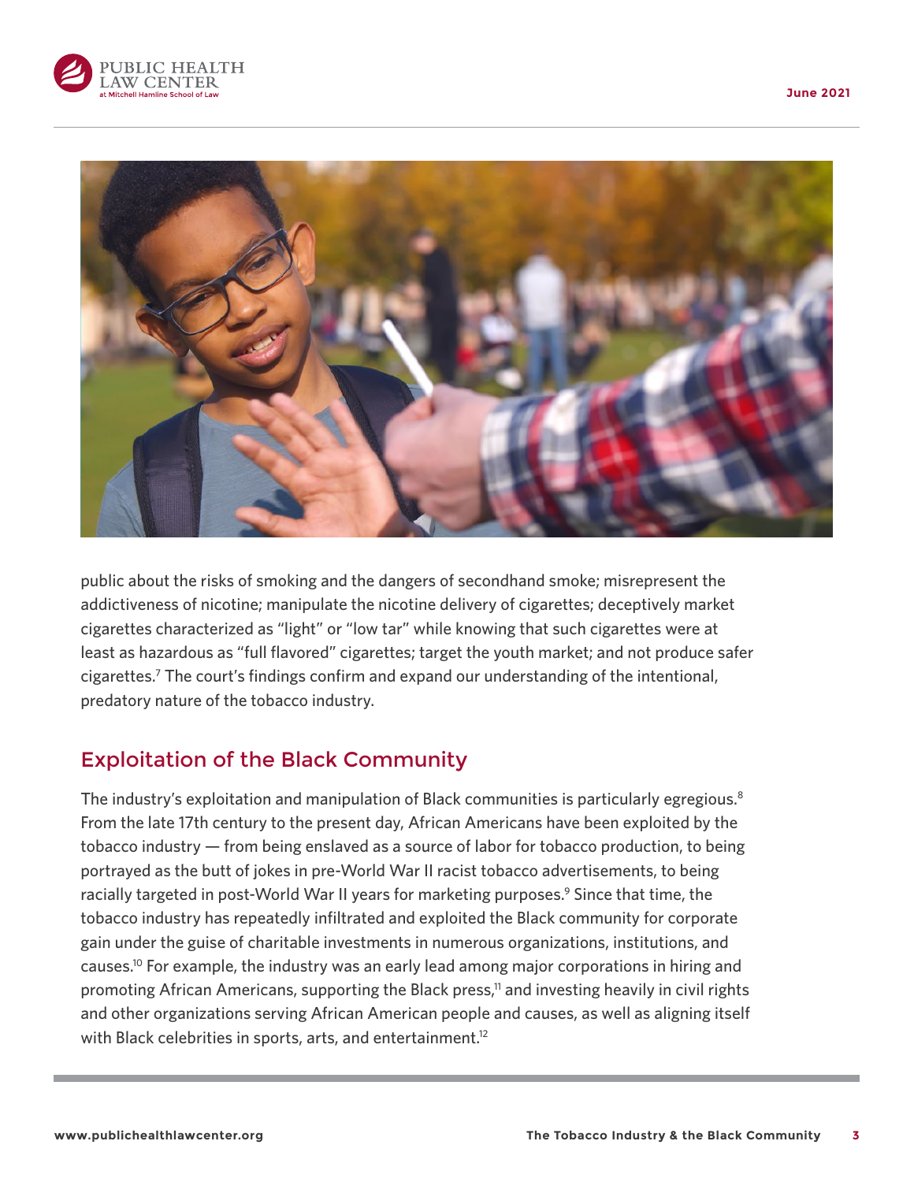public about the risks of smoking and the dangers of secondhand smoke; misrepresent the addictiveness of nicotine; manipulate the nicotine delivery of cigarettes; deceptively market cigarettes characterized as "light" or "low tar" while knowing that such cigarettes were at least as hazardous as "full flavored" cigarettes; target the youth market; and not produce safer cigarettes.[7] The court's findings confirm and expand our understanding of the intentional, predatory nature of the tobacco industry.

## Exploitation of the Black Community

The industry's exploitation and manipulation of Black communities is particularly egregious.[8] From the late 17th century to the present day, African Americans have been exploited by the tobacco industry — from being enslaved as a source of labor for tobacco production, to being portrayed as the butt of jokes in pre-World War II racist tobacco advertisements, to being racially targeted in post-World War II years for marketing purposes.[9] Since that time, the tobacco industry has repeatedly infiltrated and exploited the Black community for corporate gain under the guise of charitable investments in numerous organizations, institutions, and causes.[10] For example, the industry was an early lead among major corporations in hiring and promoting African Americans, supporting the Black press,[11] and investing heavily in civil rights and other organizations serving African American people and causes, as well as aligning itself with Black celebrities in sports, arts, and entertainment.[12]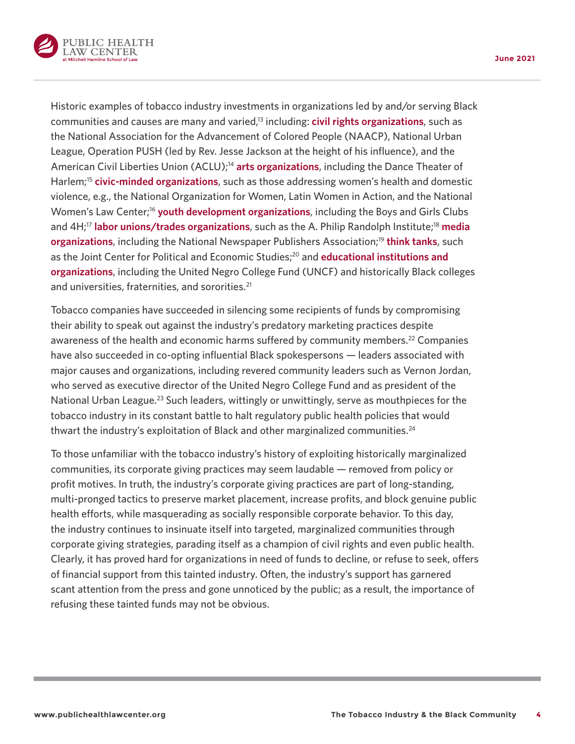Historic examples of tobacco industry investments in organizations led by and/or serving Black communities and causes are many and varied,[13] including: **civil rights organizations**, such as the National Association for the Advancement of Colored People (NAACP), National Urban League, Operation PUSH (led by Rev. Jesse Jackson at the height of his influence), and the American Civil Liberties Union (ACLU);[14] **arts organizations**, including the Dance Theater of Harlem;[15] **civic-minded organizations**, such as those addressing women's health and domestic violence, e.g., the National Organization for Women, Latin Women in Action, and the National Women's Law Center;[16] **youth development organizations**, including the Boys and Girls Clubs and 4H;[17] **labor unions/trades organizations**, such as the A. Philip Randolph Institute;[18] **media organizations**, including the National Newspaper Publishers Association;[19] **think tanks**, such as the Joint Center for Political and Economic Studies;[20] and **educational institutions and organizations**, including the United Negro College Fund (UNCF) and historically Black colleges and universities, fraternities, and sororities.[21]

Tobacco companies have succeeded in silencing some recipients of funds by compromising their ability to speak out against the industry's predatory marketing practices despite awareness of the health and economic harms suffered by community members.[22] Companies have also succeeded in co-opting influential Black spokespersons — leaders associated with major causes and organizations, including revered community leaders such as Vernon Jordan, who served as executive director of the United Negro College Fund and as president of the National Urban League.[23] Such leaders, wittingly or unwittingly, serve as mouthpieces for the tobacco industry in its constant battle to halt regulatory public health policies that would thwart the industry's exploitation of Black and other marginalized communities.[24]

To those unfamiliar with the tobacco industry's history of exploiting historically marginalized communities, its corporate giving practices may seem laudable — removed from policy or profit motives. In truth, the industry's corporate giving practices are part of long-standing, multi-pronged tactics to preserve market placement, increase profits, and block genuine public health efforts, while masquerading as socially responsible corporate behavior. To this day, the industry continues to insinuate itself into targeted, marginalized communities through corporate giving strategies, parading itself as a champion of civil rights and even public health. Clearly, it has proved hard for organizations in need of funds to decline, or refuse to seek, offers of financial support from this tainted industry. Often, the industry's support has garnered scant attention from the press and gone unnoticed by the public; as a result, the importance of refusing these tainted funds may not be obvious.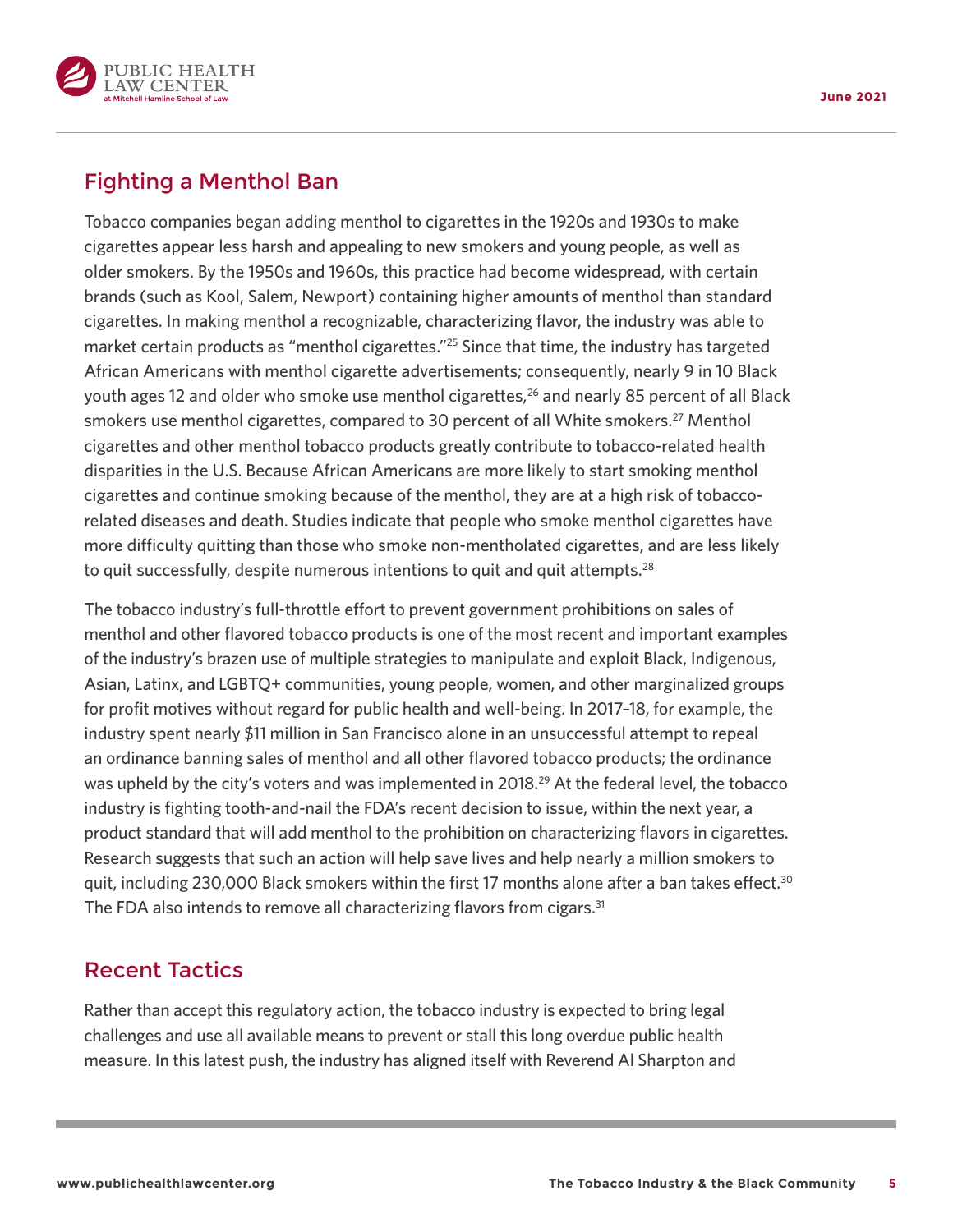## Fighting a Menthol Ban

Tobacco companies began adding menthol to cigarettes in the 1920s and 1930s to make cigarettes appear less harsh and appealing to new smokers and young people, as well as older smokers. By the 1950s and 1960s, this practice had become widespread, with certain brands (such as Kool, Salem, Newport) containing higher amounts of menthol than standard cigarettes. In making menthol a recognizable, characterizing flavor, the industry was able to market certain products as "menthol cigarettes."[25] Since that time, the industry has targeted African Americans with menthol cigarette advertisements; consequently, nearly 9 in 10 Black youth ages 12 and older who smoke use menthol cigarettes,[26] and nearly 85 percent of all Black smokers use menthol cigarettes, compared to 30 percent of all White smokers.[27] Menthol cigarettes and other menthol tobacco products greatly contribute to tobacco-related health disparities in the U.S. Because African Americans are more likely to start smoking menthol cigarettes and continue smoking because of the menthol, they are at a high risk of tobacco-related diseases and death. Studies indicate that people who smoke menthol cigarettes have more difficulty quitting than those who smoke non-mentholated cigarettes, and are less likely to quit successfully, despite numerous intentions to quit and quit attempts.[28]

The tobacco industry's full-throttle effort to prevent government prohibitions on sales of menthol and other flavored tobacco products is one of the most recent and important examples of the industry's brazen use of multiple strategies to manipulate and exploit Black, Indigenous, Asian, Latinx, and LGBTQ+ communities, young people, women, and other marginalized groups for profit motives without regard for public health and well-being. In 2017–18, for example, the industry spent nearly $11 million in San Francisco alone in an unsuccessful attempt to repeal an ordinance banning sales of menthol and all other flavored tobacco products; the ordinance was upheld by the city's voters and was implemented in 2018.[29] At the federal level, the tobacco industry is fighting tooth-and-nail the FDA's recent decision to issue, within the next year, a product standard that will add menthol to the prohibition on characterizing flavors in cigarettes. Research suggests that such an action will help save lives and help nearly a million smokers to quit, including 230,000 Black smokers within the first 17 months alone after a ban takes effect.[30] The FDA also intends to remove all characterizing flavors from cigars.[31]

## Recent Tactics

Rather than accept this regulatory action, the tobacco industry is expected to bring legal challenges and use all available means to prevent or stall this long overdue public health measure. In this latest push, the industry has aligned itself with Reverend Al Sharpton and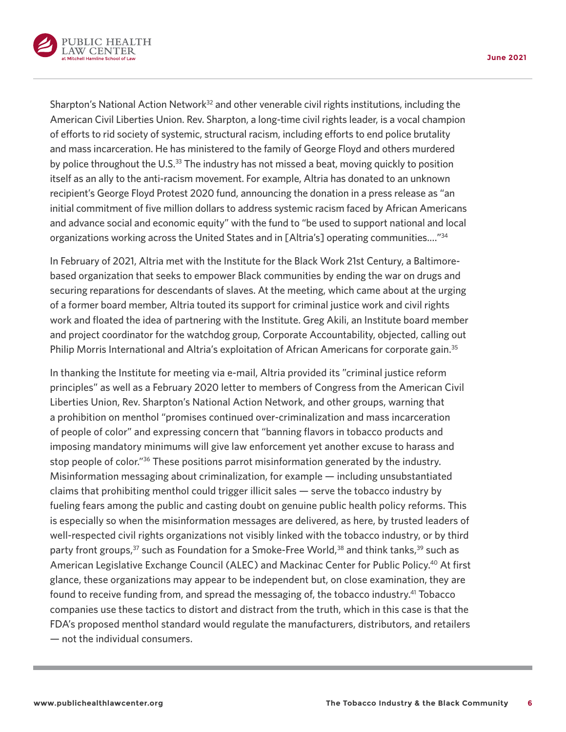Sharpton's National Action Network[32] and other venerable civil rights institutions, including the American Civil Liberties Union. Rev. Sharpton, a long-time civil rights leader, is a vocal champion of efforts to rid society of systemic, structural racism, including efforts to end police brutality and mass incarceration. He has ministered to the family of George Floyd and others murdered by police throughout the U.S.[33] The industry has not missed a beat, moving quickly to position itself as an ally to the anti-racism movement. For example, Altria has donated to an unknown recipient's George Floyd Protest 2020 fund, announcing the donation in a press release as "an initial commitment of five million dollars to address systemic racism faced by African Americans and advance social and economic equity" with the fund to "be used to support national and local organizations working across the United States and in [Altria's] operating communities…."[34]

In February of 2021, Altria met with the Institute for the Black Work 21st Century, a Baltimore-based organization that seeks to empower Black communities by ending the war on drugs and securing reparations for descendants of slaves. At the meeting, which came about at the urging of a former board member, Altria touted its support for criminal justice work and civil rights work and floated the idea of partnering with the Institute. Greg Akili, an Institute board member and project coordinator for the watchdog group, Corporate Accountability, objected, calling out Philip Morris International and Altria's exploitation of African Americans for corporate gain.[35]

In thanking the Institute for meeting via e-mail, Altria provided its "criminal justice reform principles" as well as a February 2020 letter to members of Congress from the American Civil Liberties Union, Rev. Sharpton's National Action Network, and other groups, warning that a prohibition on menthol "promises continued over-criminalization and mass incarceration of people of color" and expressing concern that "banning flavors in tobacco products and imposing mandatory minimums will give law enforcement yet another excuse to harass and stop people of color."[36] These positions parrot misinformation generated by the industry. Misinformation messaging about criminalization, for example — including unsubstantiated claims that prohibiting menthol could trigger illicit sales — serve the tobacco industry by fueling fears among the public and casting doubt on genuine public health policy reforms. This is especially so when the misinformation messages are delivered, as here, by trusted leaders of well-respected civil rights organizations not visibly linked with the tobacco industry, or by third party front groups,[37] such as Foundation for a Smoke-Free World,[38] and think tanks,[39] such as American Legislative Exchange Council (ALEC) and Mackinac Center for Public Policy.[40] At first glance, these organizations may appear to be independent but, on close examination, they are found to receive funding from, and spread the messaging of, the tobacco industry.[41] Tobacco companies use these tactics to distort and distract from the truth, which in this case is that the FDA's proposed menthol standard would regulate the manufacturers, distributors, and retailers — not the individual consumers.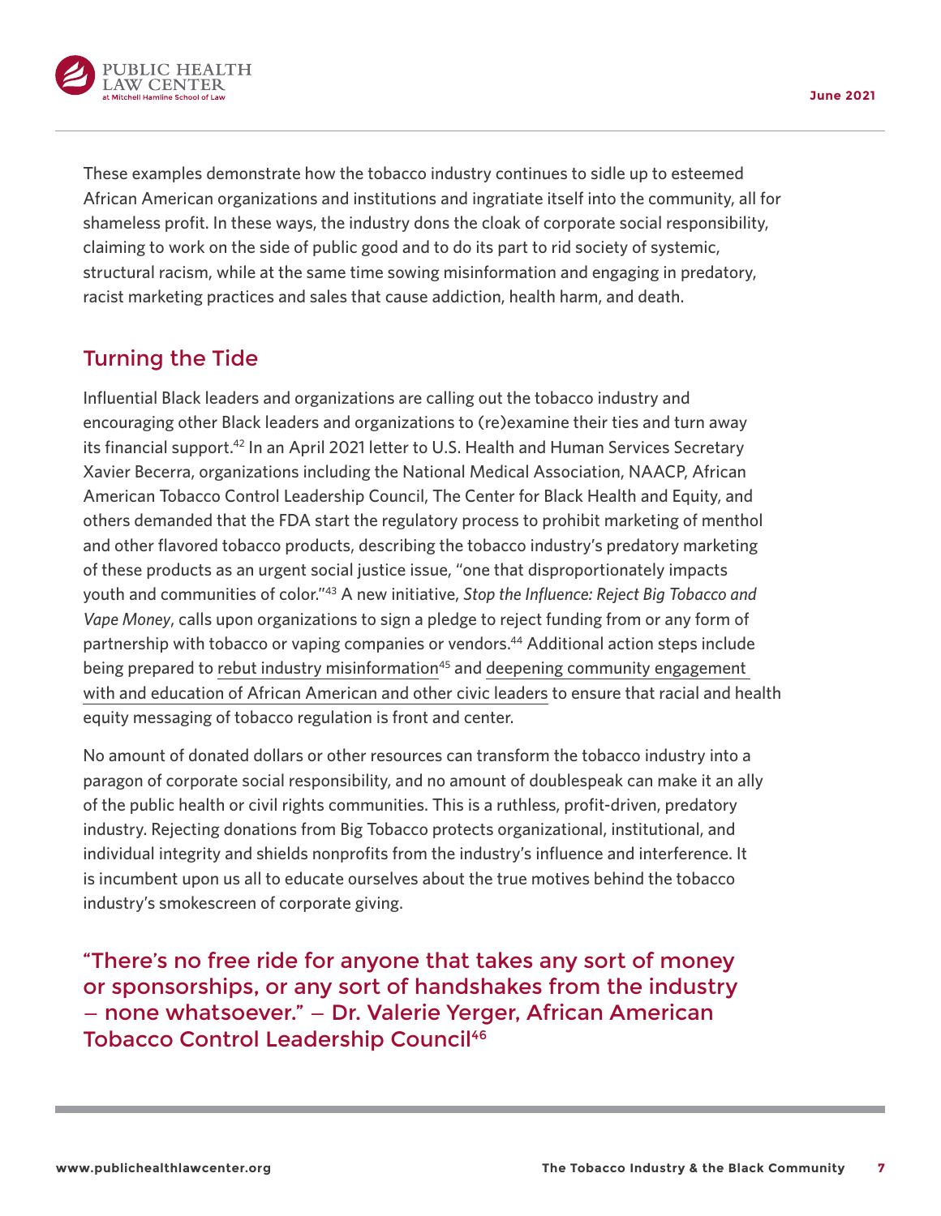These examples demonstrate how the tobacco industry continues to sidle up to esteemed African American organizations and institutions and ingratiate itself into the community, all for shameless profit. In these ways, the industry dons the cloak of corporate social responsibility, claiming to work on the side of public good and to do its part to rid society of systemic, structural racism, while at the same time sowing misinformation and engaging in predatory, racist marketing practices and sales that cause addiction, health harm, and death.

## Turning the Tide

Influential Black leaders and organizations are calling out the tobacco industry and encouraging other Black leaders and organizations to (re)examine their ties and turn away its financial support.[42] In an April 2021 letter to U.S. Health and Human Services Secretary Xavier Becerra, organizations including the National Medical Association, NAACP, African American Tobacco Control Leadership Council, The Center for Black Health and Equity, and others demanded that the FDA start the regulatory process to prohibit marketing of menthol and other flavored tobacco products, describing the tobacco industry's predatory marketing of these products as an urgent social justice issue, "one that disproportionately impacts youth and communities of color."[43] A new initiative, *Stop the Influence: Reject Big Tobacco and Vape Money*, calls upon organizations to sign a pledge to reject funding from or any form of partnership with tobacco or vaping companies or vendors.[44] Additional action steps include being prepared to rebut industry misinformation[45] and deepening community engagement with and education of African American and other civic leaders to ensure that racial and health equity messaging of tobacco regulation is front and center.

No amount of donated dollars or other resources can transform the tobacco industry into a paragon of corporate social responsibility, and no amount of doublespeak can make it an ally of the public health or civil rights communities. This is a ruthless, profit-driven, predatory industry. Rejecting donations from Big Tobacco protects organizational, institutional, and individual integrity and shields nonprofits from the industry's influence and interference. It is incumbent upon us all to educate ourselves about the true motives behind the tobacco industry's smokescreen of corporate giving.

> "There's no free ride for anyone that takes any sort of money or sponsorships, or any sort of handshakes from the industry – none whatsoever." – Dr. Valerie Yerger, African American Tobacco Control Leadership Council[46]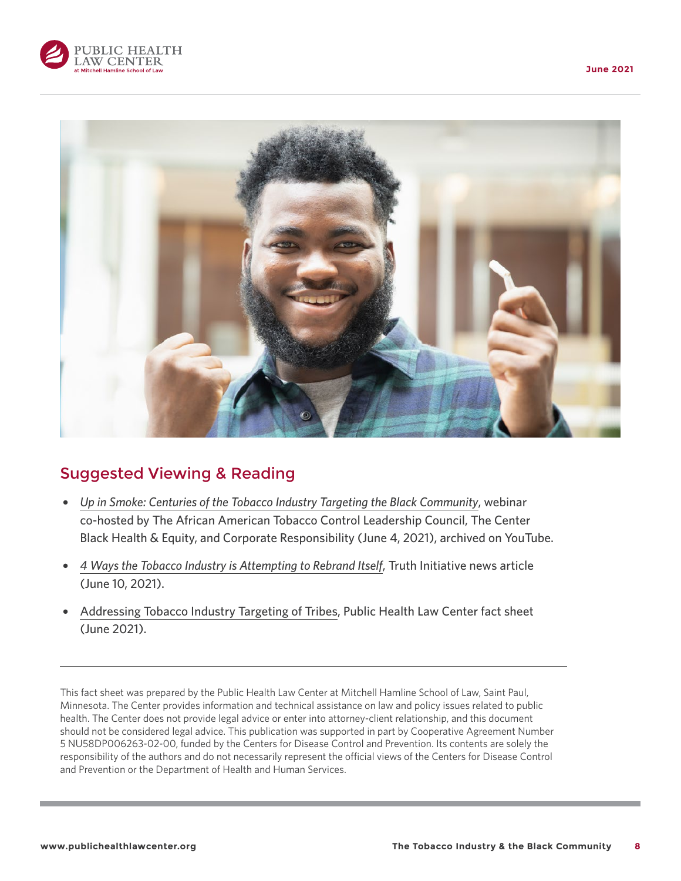## Suggested Viewing & Reading

- *Up in Smoke: Centuries of the Tobacco Industry Targeting the Black Community*, webinar co-hosted by The African American Tobacco Control Leadership Council, The Center Black Health & Equity, and Corporate Responsibility (June 4, 2021), archived on YouTube.
- *4 Ways the Tobacco Industry is Attempting to Rebrand Itself*, Truth Initiative news article (June 10, 2021).
- Addressing Tobacco Industry Targeting of Tribes, Public Health Law Center fact sheet (June 2021).

---

This fact sheet was prepared by the Public Health Law Center at Mitchell Hamline School of Law, Saint Paul, Minnesota. The Center provides information and technical assistance on law and policy issues related to public health. The Center does not provide legal advice or enter into attorney-client relationship, and this document should not be considered legal advice. This publication was supported in part by Cooperative Agreement Number 5 NU58DP006263-02-00, funded by the Centers for Disease Control and Prevention. Its contents are solely the responsibility of the authors and do not necessarily represent the official views of the Centers for Disease Control and Prevention or the Department of Health and Human Services.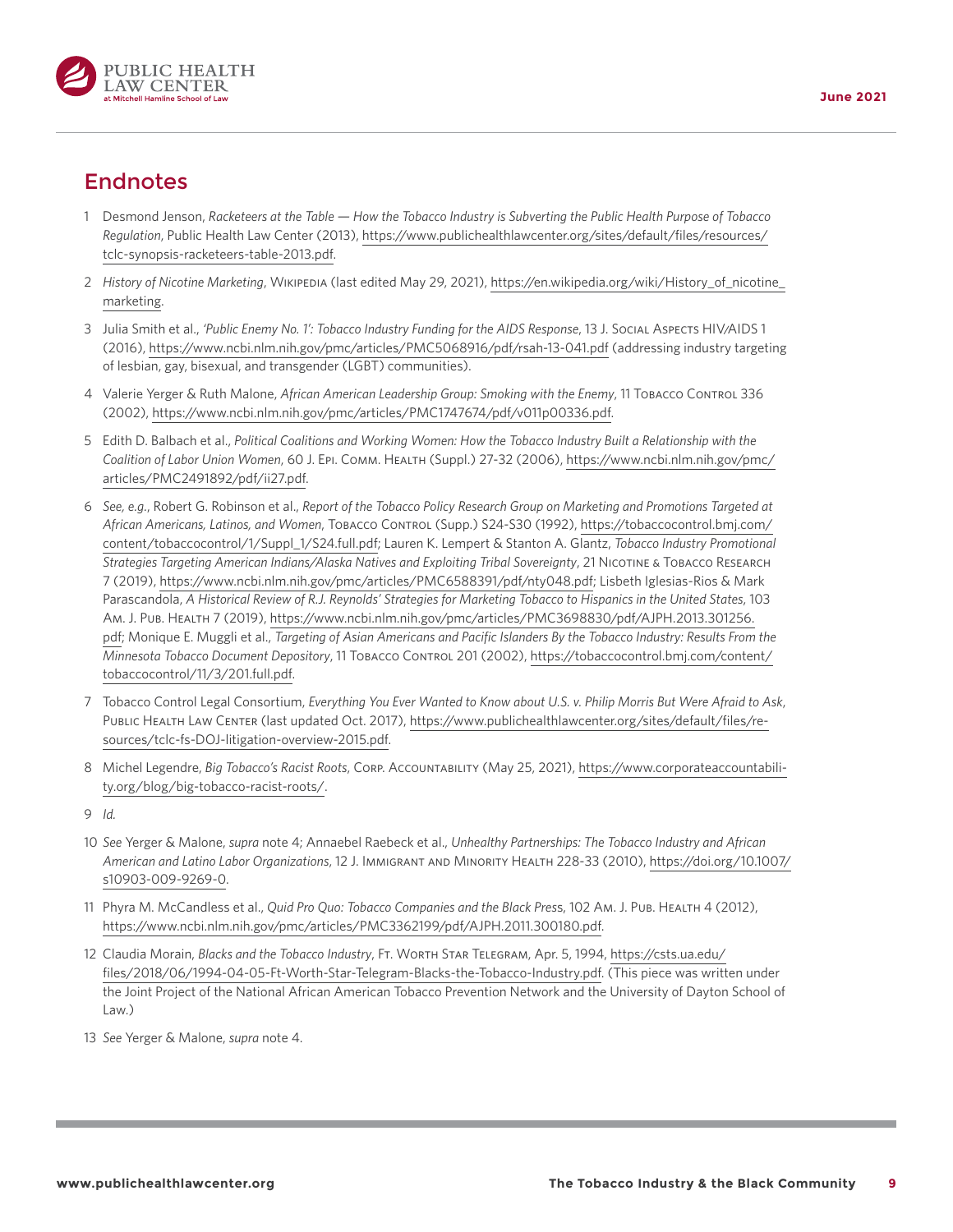## Endnotes

1. Desmond Jenson, *Racketeers at the Table — How the Tobacco Industry is Subverting the Public Health Purpose of Tobacco Regulation*, Public Health Law Center (2013), https://www.publichealthlawcenter.org/sites/default/files/resources/tclc-synopsis-racketeers-table-2013.pdf.

2. *History of Nicotine Marketing*, Wikipedia (last edited May 29, 2021), https://en.wikipedia.org/wiki/History_of_nicotine_marketing.

3. Julia Smith et al., *'Public Enemy No. 1': Tobacco Industry Funding for the AIDS Response*, 13 J. Social Aspects HIV/AIDS 1 (2016), https://www.ncbi.nlm.nih.gov/pmc/articles/PMC5068916/pdf/rsah-13-041.pdf (addressing industry targeting of lesbian, gay, bisexual, and transgender (LGBT) communities).

4. Valerie Yerger & Ruth Malone, *African American Leadership Group: Smoking with the Enemy*, 11 Tobacco Control 336 (2002), https://www.ncbi.nlm.nih.gov/pmc/articles/PMC1747674/pdf/v011p00336.pdf.

5. Edith D. Balbach et al., *Political Coalitions and Working Women: How the Tobacco Industry Built a Relationship with the Coalition of Labor Union Women*, 60 J. Epi. Comm. Health (Suppl.) 27-32 (2006), https://www.ncbi.nlm.nih.gov/pmc/articles/PMC2491892/pdf/ii27.pdf.

6. *See, e.g.*, Robert G. Robinson et al., *Report of the Tobacco Policy Research Group on Marketing and Promotions Targeted at African Americans, Latinos, and Women*, Tobacco Control (Supp.) S24-S30 (1992), https://tobaccocontrol.bmj.com/content/tobaccocontrol/1/Suppl_1/S24.full.pdf; Lauren K. Lempert & Stanton A. Glantz, *Tobacco Industry Promotional Strategies Targeting American Indians/Alaska Natives and Exploiting Tribal Sovereignty*, 21 Nicotine & Tobacco Research 7 (2019), https://www.ncbi.nlm.nih.gov/pmc/articles/PMC6588391/pdf/nty048.pdf; Lisbeth Iglesias-Rios & Mark Parascandola, *A Historical Review of R.J. Reynolds' Strategies for Marketing Tobacco to Hispanics in the United States*, 103 Am. J. Pub. Health 7 (2019), https://www.ncbi.nlm.nih.gov/pmc/articles/PMC3698830/pdf/AJPH.2013.301256.pdf; Monique E. Muggli et al., *Targeting of Asian Americans and Pacific Islanders By the Tobacco Industry: Results From the Minnesota Tobacco Document Depository*, 11 Tobacco Control 201 (2002), https://tobaccocontrol.bmj.com/content/tobaccocontrol/11/3/201.full.pdf.

7. Tobacco Control Legal Consortium, *Everything You Ever Wanted to Know about U.S. v. Philip Morris But Were Afraid to Ask*, Public Health Law Center (last updated Oct. 2017), https://www.publichealthlawcenter.org/sites/default/files/resources/tclc-fs-DOJ-litigation-overview-2015.pdf.

8. Michel Legendre, *Big Tobacco's Racist Roots*, Corp. Accountability (May 25, 2021), https://www.corporateaccountability.org/blog/big-tobacco-racist-roots/.

9. *Id.*

10. *See* Yerger & Malone, *supra* note 4; Annaebel Raebeck et al., *Unhealthy Partnerships: The Tobacco Industry and African American and Latino Labor Organizations*, 12 J. Immigrant and Minority Health 228-33 (2010), https://doi.org/10.1007/s10903-009-9269-0.

11. Phyra M. McCandless et al., *Quid Pro Quo: Tobacco Companies and the Black Press*, 102 Am. J. Pub. Health 4 (2012), https://www.ncbi.nlm.nih.gov/pmc/articles/PMC3362199/pdf/AJPH.2011.300180.pdf.

12. Claudia Morain, *Blacks and the Tobacco Industry*, Ft. Worth Star Telegram, Apr. 5, 1994, https://csts.ua.edu/files/2018/06/1994-04-05-Ft-Worth-Star-Telegram-Blacks-the-Tobacco-Industry.pdf. (This piece was written under the Joint Project of the National African American Tobacco Prevention Network and the University of Dayton School of Law.)

13. *See* Yerger & Malone, *supra* note 4.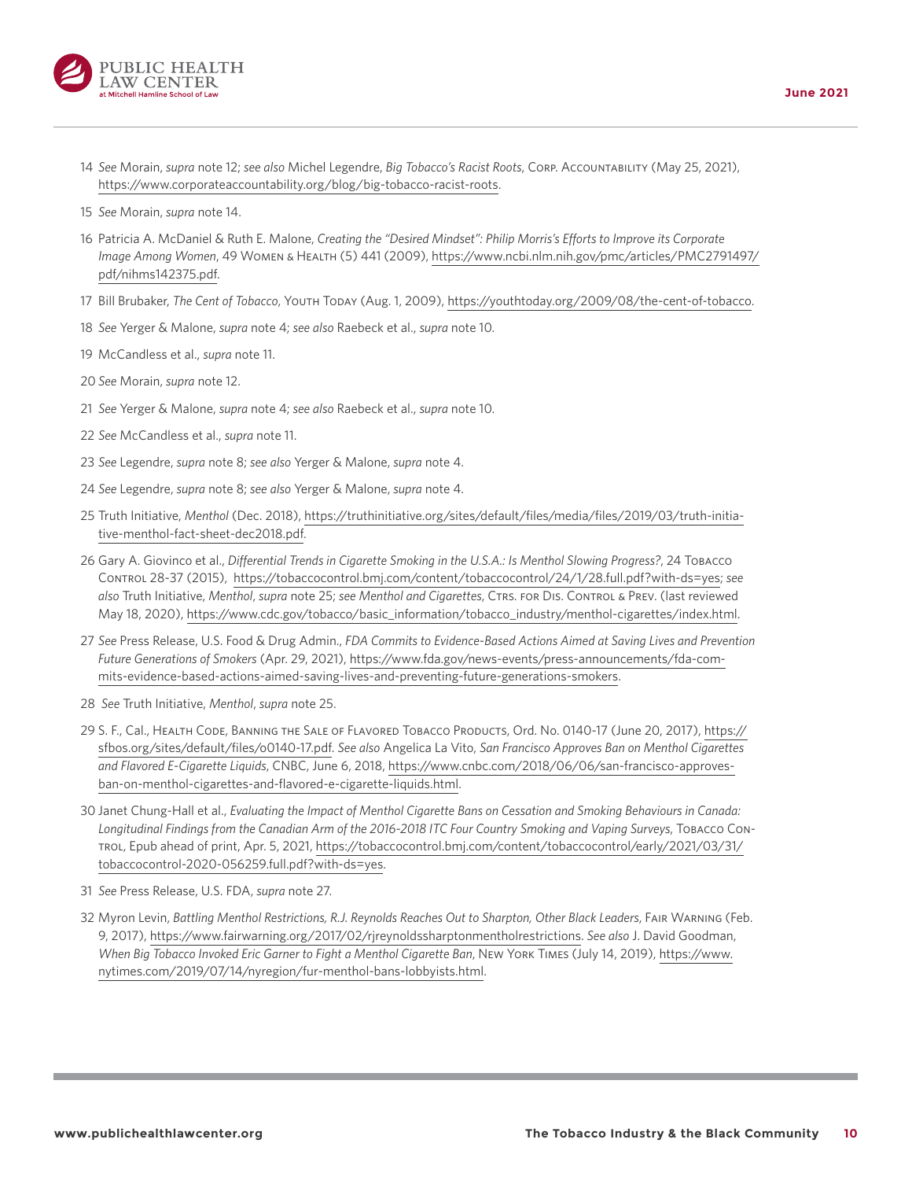14 *See* Morain, *supra* note 12; *see also* Michel Legendre, *Big Tobacco's Racist Roots*, Corp. Accountability (May 25, 2021), https://www.corporateaccountability.org/blog/big-tobacco-racist-roots.

15 *See* Morain, *supra* note 14.

16 Patricia A. McDaniel & Ruth E. Malone, *Creating the "Desired Mindset": Philip Morris's Efforts to Improve its Corporate Image Among Women*, 49 Women & Health (5) 441 (2009), https://www.ncbi.nlm.nih.gov/pmc/articles/PMC2791497/pdf/nihms142375.pdf.

17 Bill Brubaker, *The Cent of Tobacco*, Youth Today (Aug. 1, 2009), https://youthtoday.org/2009/08/the-cent-of-tobacco.

18 *See* Yerger & Malone, *supra* note 4; *see also* Raebeck et al., *supra* note 10.

19 McCandless et al., *supra* note 11.

20 *See* Morain, *supra* note 12.

21 *See* Yerger & Malone, *supra* note 4; *see also* Raebeck et al., *supra* note 10.

22 *See* McCandless et al., *supra* note 11.

23 *See* Legendre, *supra* note 8; *see also* Yerger & Malone, *supra* note 4.

24 *See* Legendre, *supra* note 8; *see also* Yerger & Malone, *supra* note 4.

25 Truth Initiative, *Menthol* (Dec. 2018), https://truthinitiative.org/sites/default/files/media/files/2019/03/truth-initiative-menthol-fact-sheet-dec2018.pdf.

26 Gary A. Giovinco et al., *Differential Trends in Cigarette Smoking in the U.S.A.: Is Menthol Slowing Progress?*, 24 Tobacco Control 28-37 (2015), https://tobaccocontrol.bmj.com/content/tobaccocontrol/24/1/28.full.pdf?with-ds=yes; *see also* Truth Initiative, *Menthol*, *supra* note 25; *see Menthol and Cigarettes*, Ctrs. for Dis. Control & Prev. (last reviewed May 18, 2020), https://www.cdc.gov/tobacco/basic_information/tobacco_industry/menthol-cigarettes/index.html.

27 *See* Press Release, U.S. Food & Drug Admin., *FDA Commits to Evidence-Based Actions Aimed at Saving Lives and Prevention Future Generations of Smokers* (Apr. 29, 2021), https://www.fda.gov/news-events/press-announcements/fda-commits-evidence-based-actions-aimed-saving-lives-and-preventing-future-generations-smokers.

28 *See* Truth Initiative, *Menthol*, *supra* note 25.

29 S. F., Cal., Health Code, Banning the Sale of Flavored Tobacco Products, Ord. No. 0140-17 (June 20, 2017), https://sfbos.org/sites/default/files/o0140-17.pdf. *See also* Angelica La Vito, *San Francisco Approves Ban on Menthol Cigarettes and Flavored E-Cigarette Liquids*, CNBC, June 6, 2018, https://www.cnbc.com/2018/06/06/san-francisco-approves-ban-on-menthol-cigarettes-and-flavored-e-cigarette-liquids.html.

30 Janet Chung-Hall et al., *Evaluating the Impact of Menthol Cigarette Bans on Cessation and Smoking Behaviours in Canada: Longitudinal Findings from the Canadian Arm of the 2016-2018 ITC Four Country Smoking and Vaping Surveys*, Tobacco Control, Epub ahead of print, Apr. 5, 2021, https://tobaccocontrol.bmj.com/content/tobaccocontrol/early/2021/03/31/tobaccocontrol-2020-056259.full.pdf?with-ds=yes.

31 *See* Press Release, U.S. FDA, *supra* note 27.

32 Myron Levin, *Battling Menthol Restrictions, R.J. Reynolds Reaches Out to Sharpton, Other Black Leaders*, Fair Warning (Feb. 9, 2017), https://www.fairwarning.org/2017/02/rjreynoldssharptonmentholrestrictions. *See also* J. David Goodman, *When Big Tobacco Invoked Eric Garner to Fight a Menthol Cigarette Ban*, New York Times (July 14, 2019), https://www.nytimes.com/2019/07/14/nyregion/fur-menthol-bans-lobbyists.html.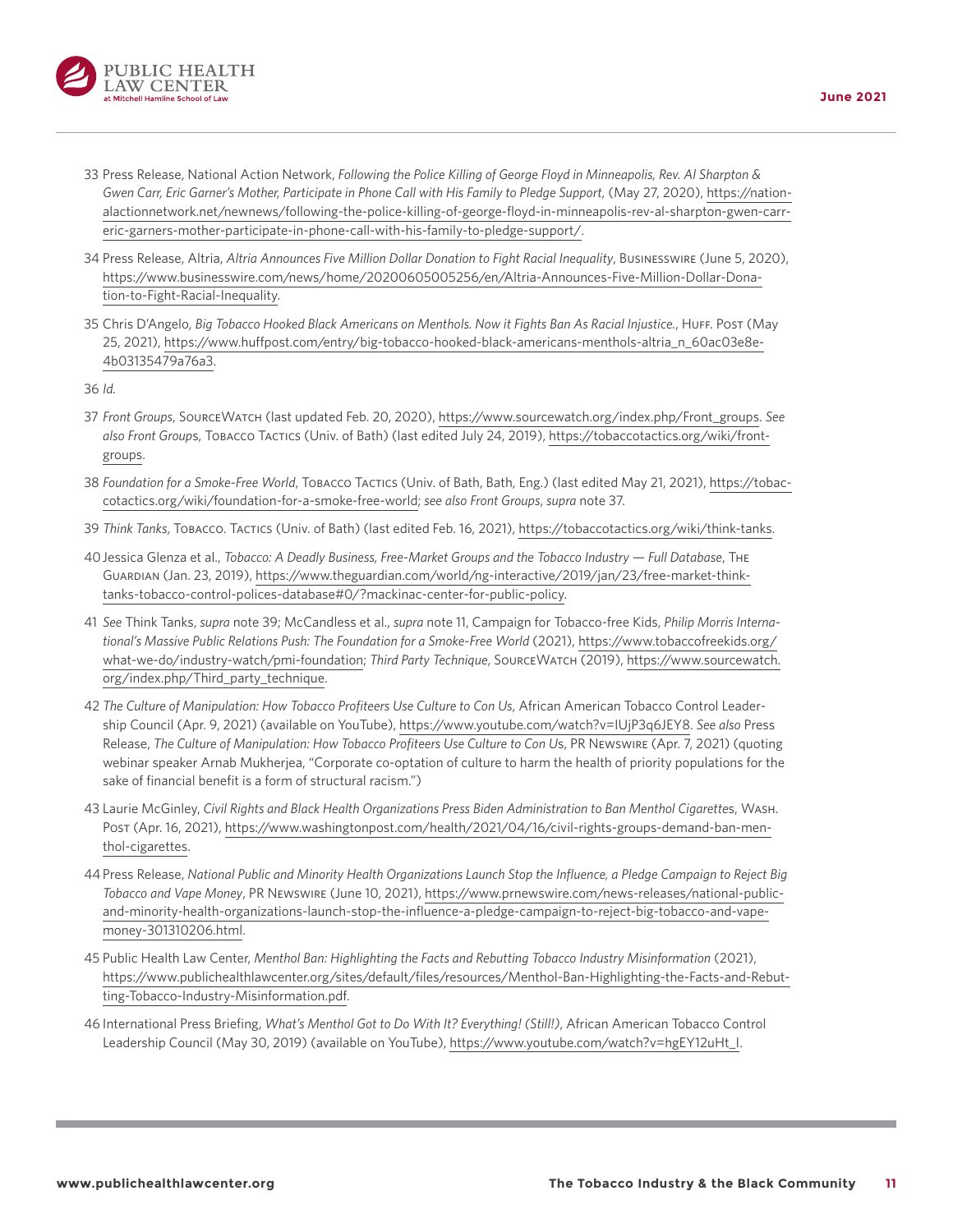33 Press Release, National Action Network, *Following the Police Killing of George Floyd in Minneapolis, Rev. Al Sharpton & Gwen Carr, Eric Garner's Mother, Participate in Phone Call with His Family to Pledge Support*, (May 27, 2020), https://nationalactionnetwork.net/newnews/following-the-police-killing-of-george-floyd-in-minneapolis-rev-al-sharpton-gwen-carr-eric-garners-mother-participate-in-phone-call-with-his-family-to-pledge-support/.

34 Press Release, Altria, *Altria Announces Five Million Dollar Donation to Fight Racial Inequality*, Businesswire (June 5, 2020), https://www.businesswire.com/news/home/20200605005256/en/Altria-Announces-Five-Million-Dollar-Donation-to-Fight-Racial-Inequality.

35 Chris D'Angelo, *Big Tobacco Hooked Black Americans on Menthols. Now it Fights Ban As Racial Injustice.*, Huff. Post (May 25, 2021), https://www.huffpost.com/entry/big-tobacco-hooked-black-americans-menthols-altria_n_60ac03e8e4b03135479a76a3.

36 *Id.*

37 *Front Groups*, SourceWatch (last updated Feb. 20, 2020), https://www.sourcewatch.org/index.php/Front_groups. *See also Front Groups*, Tobacco Tactics (Univ. of Bath) (last edited July 24, 2019), https://tobaccotactics.org/wiki/front-groups.

38 *Foundation for a Smoke-Free World*, Tobacco Tactics (Univ. of Bath, Bath, Eng.) (last edited May 21, 2021), https://tobaccotactics.org/wiki/foundation-for-a-smoke-free-world; *see also Front Groups*, *supra* note 37.

39 *Think Tanks*, Tobacco. Tactics (Univ. of Bath) (last edited Feb. 16, 2021), https://tobaccotactics.org/wiki/think-tanks.

40 Jessica Glenza et al., *Tobacco: A Deadly Business, Free-Market Groups and the Tobacco Industry — Full Database*, The Guardian (Jan. 23, 2019), https://www.theguardian.com/world/ng-interactive/2019/jan/23/free-market-think-tanks-tobacco-control-polices-database#0/?mackinac-center-for-public-policy.

41 *See* Think Tanks, *supra* note 39; McCandless et al., *supra* note 11, Campaign for Tobacco-free Kids, *Philip Morris International's Massive Public Relations Push: The Foundation for a Smoke-Free World* (2021), https://www.tobaccofreekids.org/what-we-do/industry-watch/pmi-foundation; *Third Party Technique*, SourceWatch (2019), https://www.sourcewatch.org/index.php/Third_party_technique.

42 *The Culture of Manipulation: How Tobacco Profiteers Use Culture to Con Us*, African American Tobacco Control Leadership Council (Apr. 9, 2021) (available on YouTube), https://www.youtube.com/watch?v=IUjP3q6JEY8. *See also* Press Release, *The Culture of Manipulation: How Tobacco Profiteers Use Culture to Con Us*, PR Newswire (Apr. 7, 2021) (quoting webinar speaker Arnab Mukherjea, "Corporate co-optation of culture to harm the health of priority populations for the sake of financial benefit is a form of structural racism.")

43 Laurie McGinley, *Civil Rights and Black Health Organizations Press Biden Administration to Ban Menthol Cigarettes*, Wash. Post (Apr. 16, 2021), https://www.washingtonpost.com/health/2021/04/16/civil-rights-groups-demand-ban-menthol-cigarettes.

44 Press Release, *National Public and Minority Health Organizations Launch Stop the Influence, a Pledge Campaign to Reject Big Tobacco and Vape Money*, PR Newswire (June 10, 2021), https://www.prnewswire.com/news-releases/national-public-and-minority-health-organizations-launch-stop-the-influence-a-pledge-campaign-to-reject-big-tobacco-and-vape-money-301310206.html.

45 Public Health Law Center, *Menthol Ban: Highlighting the Facts and Rebutting Tobacco Industry Misinformation* (2021), https://www.publichealthlawcenter.org/sites/default/files/resources/Menthol-Ban-Highlighting-the-Facts-and-Rebutting-Tobacco-Industry-Misinformation.pdf.

46 International Press Briefing, *What's Menthol Got to Do With It? Everything! (Still!)*, African American Tobacco Control Leadership Council (May 30, 2019) (available on YouTube), https://www.youtube.com/watch?v=hgEY12uHt_I.